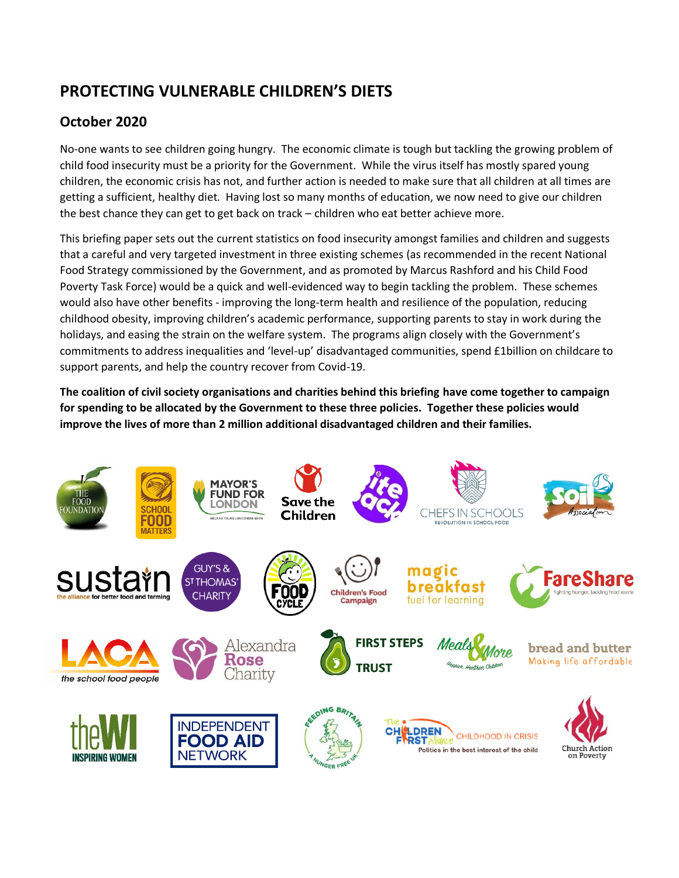# PROTECTING VULNERABLE CHILDREN'S DIETS

## October 2020

No-one wants to see children going hungry. The economic climate is tough but tackling the growing problem of child food insecurity must be a priority for the Government. While the virus itself has mostly spared young children, the economic crisis has not, and further action is needed to make sure that all children at all times are getting a sufficient, healthy diet. Having lost so many months of education, we now need to give our children the best chance they can get to get back on track – children who eat better achieve more.

This briefing paper sets out the current statistics on food insecurity amongst families and children and suggests that a careful and very targeted investment in three existing schemes (as recommended in the recent National Food Strategy commissioned by the Government, and as promoted by Marcus Rashford and his Child Food Poverty Task Force) would be a quick and well-evidenced way to begin tackling the problem. These schemes would also have other benefits - improving the long-term health and resilience of the population, reducing childhood obesity, improving children's academic performance, supporting parents to stay in work during the holidays, and easing the strain on the welfare system. The programs align closely with the Government's commitments to address inequalities and 'level-up' disadvantaged communities, spend £1billion on childcare to support parents, and help the country recover from Covid-19.

**The coalition of civil society organisations and charities behind this briefing have come together to campaign for spending to be allocated by the Government to these three policies. Together these policies would improve the lives of more than 2 million additional disadvantaged children and their families.**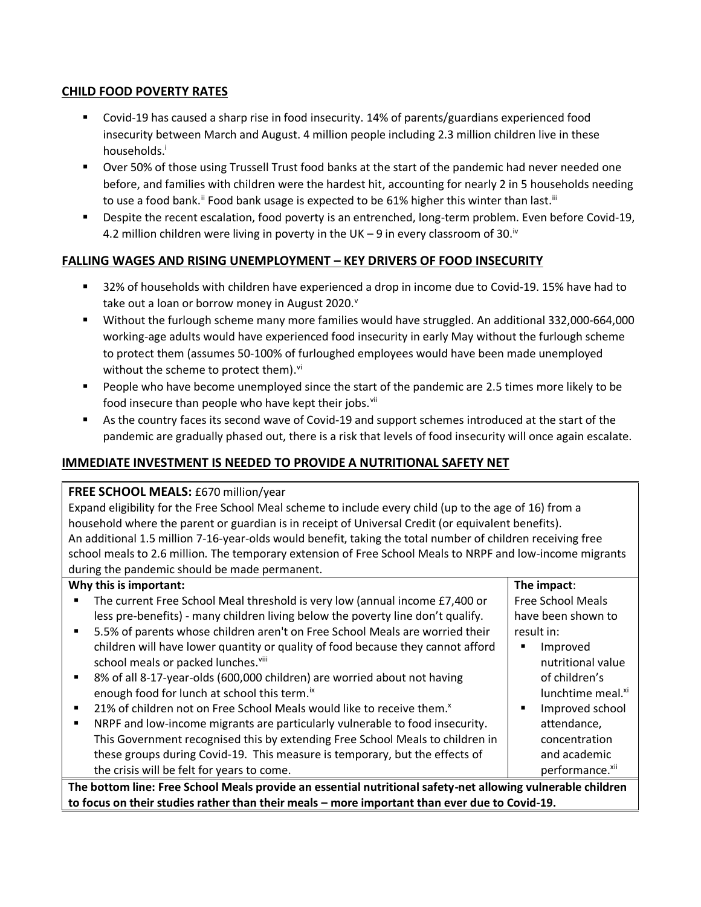## CHILD FOOD POVERTY RATES

- Covid-19 has caused a sharp rise in food insecurity. 14% of parents/guardians experienced food insecurity between March and August. 4 million people including 2.3 million children live in these households.[i]
- Over 50% of those using Trussell Trust food banks at the start of the pandemic had never needed one before, and families with children were the hardest hit, accounting for nearly 2 in 5 households needing to use a food bank.[ii] Food bank usage is expected to be 61% higher this winter than last.[iii]
- Despite the recent escalation, food poverty is an entrenched, long-term problem. Even before Covid-19, 4.2 million children were living in poverty in the UK – 9 in every classroom of 30.[iv]

## FALLING WAGES AND RISING UNEMPLOYMENT – KEY DRIVERS OF FOOD INSECURITY

- 32% of households with children have experienced a drop in income due to Covid-19. 15% have had to take out a loan or borrow money in August 2020.[v]
- Without the furlough scheme many more families would have struggled. An additional 332,000-664,000 working-age adults would have experienced food insecurity in early May without the furlough scheme to protect them (assumes 50-100% of furloughed employees would have been made unemployed without the scheme to protect them).[vi]
- People who have become unemployed since the start of the pandemic are 2.5 times more likely to be food insecure than people who have kept their jobs.[vii]
- As the country faces its second wave of Covid-19 and support schemes introduced at the start of the pandemic are gradually phased out, there is a risk that levels of food insecurity will once again escalate.

## IMMEDIATE INVESTMENT IS NEEDED TO PROVIDE A NUTRITIONAL SAFETY NET

**FREE SCHOOL MEALS:** £670 million/year

Expand eligibility for the Free School Meal scheme to include every child (up to the age of 16) from a household where the parent or guardian is in receipt of Universal Credit (or equivalent benefits). An additional 1.5 million 7-16-year-olds would benefit, taking the total number of children receiving free school meals to 2.6 million. The temporary extension of Free School Meals to NRPF and low-income migrants during the pandemic should be made permanent.

| Why this is important: | The impact: |
| --- | --- |
| - The current Free School Meal threshold is very low (annual income £7,400 or less pre-benefits) - many children living below the poverty line don't qualify.<br>- 5.5% of parents whose children aren't on Free School Meals are worried their children will have lower quantity or quality of food because they cannot afford school meals or packed lunches.[viii]<br>- 8% of all 8-17-year-olds (600,000 children) are worried about not having enough food for lunch at school this term.[ix]<br>- 21% of children not on Free School Meals would like to receive them.[x]<br>- NRPF and low-income migrants are particularly vulnerable to food insecurity. This Government recognised this by extending Free School Meals to children in these groups during Covid-19. This measure is temporary, but the effects of the crisis will be felt for years to come. | Free School Meals have been shown to result in:<br>- Improved nutritional value of children's lunchtime meal.[xi]<br>- Improved school attendance, concentration and academic performance.[xii] |

**The bottom line: Free School Meals provide an essential nutritional safety-net allowing vulnerable children to focus on their studies rather than their meals – more important than ever due to Covid-19.**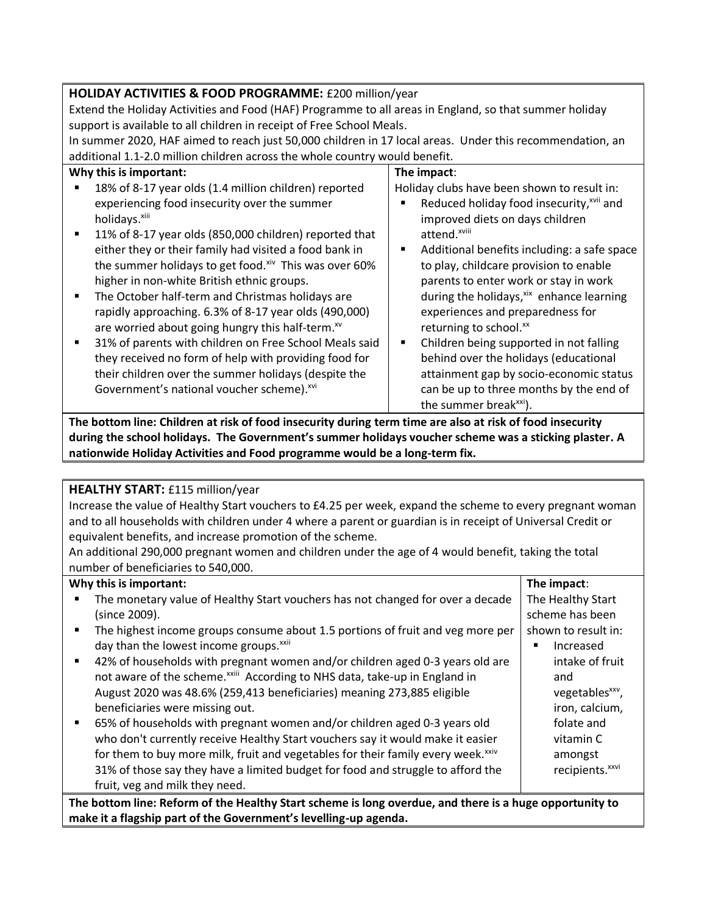**HOLIDAY ACTIVITIES & FOOD PROGRAMME:** £200 million/year

Extend the Holiday Activities and Food (HAF) Programme to all areas in England, so that summer holiday support is available to all children in receipt of Free School Meals.

In summer 2020, HAF aimed to reach just 50,000 children in 17 local areas. Under this recommendation, an additional 1.1-2.0 million children across the whole country would benefit.

| Why this is important: | The impact: |
|---|---|
| ▪ 18% of 8-17 year olds (1.4 million children) reported experiencing food insecurity over the summer holidays.[xiii]<br>▪ 11% of 8-17 year olds (850,000 children) reported that either they or their family had visited a food bank in the summer holidays to get food.[xiv] This was over 60% higher in non-white British ethnic groups.<br>▪ The October half-term and Christmas holidays are rapidly approaching. 6.3% of 8-17 year olds (490,000) are worried about going hungry this half-term.[xv]<br>▪ 31% of parents with children on Free School Meals said they received no form of help with providing food for their children over the summer holidays (despite the Government's national voucher scheme).[xvi] | Holiday clubs have been shown to result in:<br>▪ Reduced holiday food insecurity,[xvii] and improved diets on days children attend.[xviii]<br>▪ Additional benefits including: a safe space to play, childcare provision to enable parents to enter work or stay in work during the holidays,[xix] enhance learning experiences and preparedness for returning to school.[xx]<br>▪ Children being supported in not falling behind over the holidays (educational attainment gap by socio-economic status can be up to three months by the end of the summer break[xxi]). |

**The bottom line: Children at risk of food insecurity during term time are also at risk of food insecurity during the school holidays. The Government's summer holidays voucher scheme was a sticking plaster. A nationwide Holiday Activities and Food programme would be a long-term fix.**

**HEALTHY START:** £115 million/year

Increase the value of Healthy Start vouchers to £4.25 per week, expand the scheme to every pregnant woman and to all households with children under 4 where a parent or guardian is in receipt of Universal Credit or equivalent benefits, and increase promotion of the scheme.

An additional 290,000 pregnant women and children under the age of 4 would benefit, taking the total number of beneficiaries to 540,000.

| Why this is important: | The impact: |
|---|---|
| ▪ The monetary value of Healthy Start vouchers has not changed for over a decade (since 2009).<br>▪ The highest income groups consume about 1.5 portions of fruit and veg more per day than the lowest income groups.[xxii]<br>▪ 42% of households with pregnant women and/or children aged 0-3 years old are not aware of the scheme.[xxiii] According to NHS data, take-up in England in August 2020 was 48.6% (259,413 beneficiaries) meaning 273,885 eligible beneficiaries were missing out.<br>▪ 65% of households with pregnant women and/or children aged 0-3 years old who don't currently receive Healthy Start vouchers say it would make it easier for them to buy more milk, fruit and vegetables for their family every week.[xxiv] 31% of those say they have a limited budget for food and struggle to afford the fruit, veg and milk they need. | The Healthy Start scheme has been shown to result in:<br>▪ Increased intake of fruit and vegetables[xxv], iron, calcium, folate and vitamin C amongst recipients.[xxvi] |

**The bottom line: Reform of the Healthy Start scheme is long overdue, and there is a huge opportunity to make it a flagship part of the Government's levelling-up agenda.**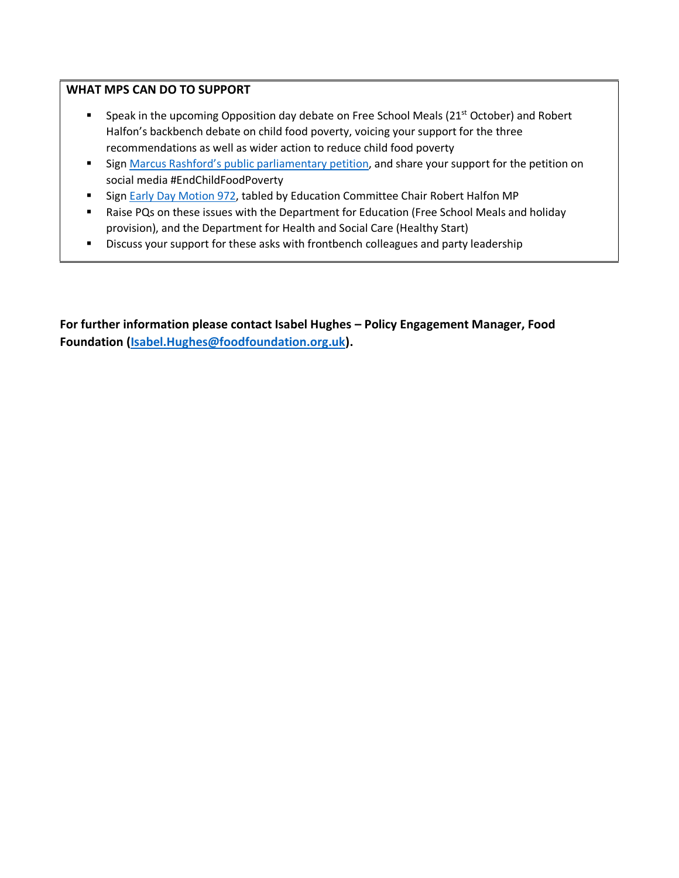**WHAT MPS CAN DO TO SUPPORT**

- Speak in the upcoming Opposition day debate on Free School Meals (21st October) and Robert Halfon's backbench debate on child food poverty, voicing your support for the three recommendations as well as wider action to reduce child food poverty
- Sign Marcus Rashford's public parliamentary petition, and share your support for the petition on social media #EndChildFoodPoverty
- Sign Early Day Motion 972, tabled by Education Committee Chair Robert Halfon MP
- Raise PQs on these issues with the Department for Education (Free School Meals and holiday provision), and the Department for Health and Social Care (Healthy Start)
- Discuss your support for these asks with frontbench colleagues and party leadership

**For further information please contact Isabel Hughes – Policy Engagement Manager, Food Foundation (Isabel.Hughes@foodfoundation.org.uk).**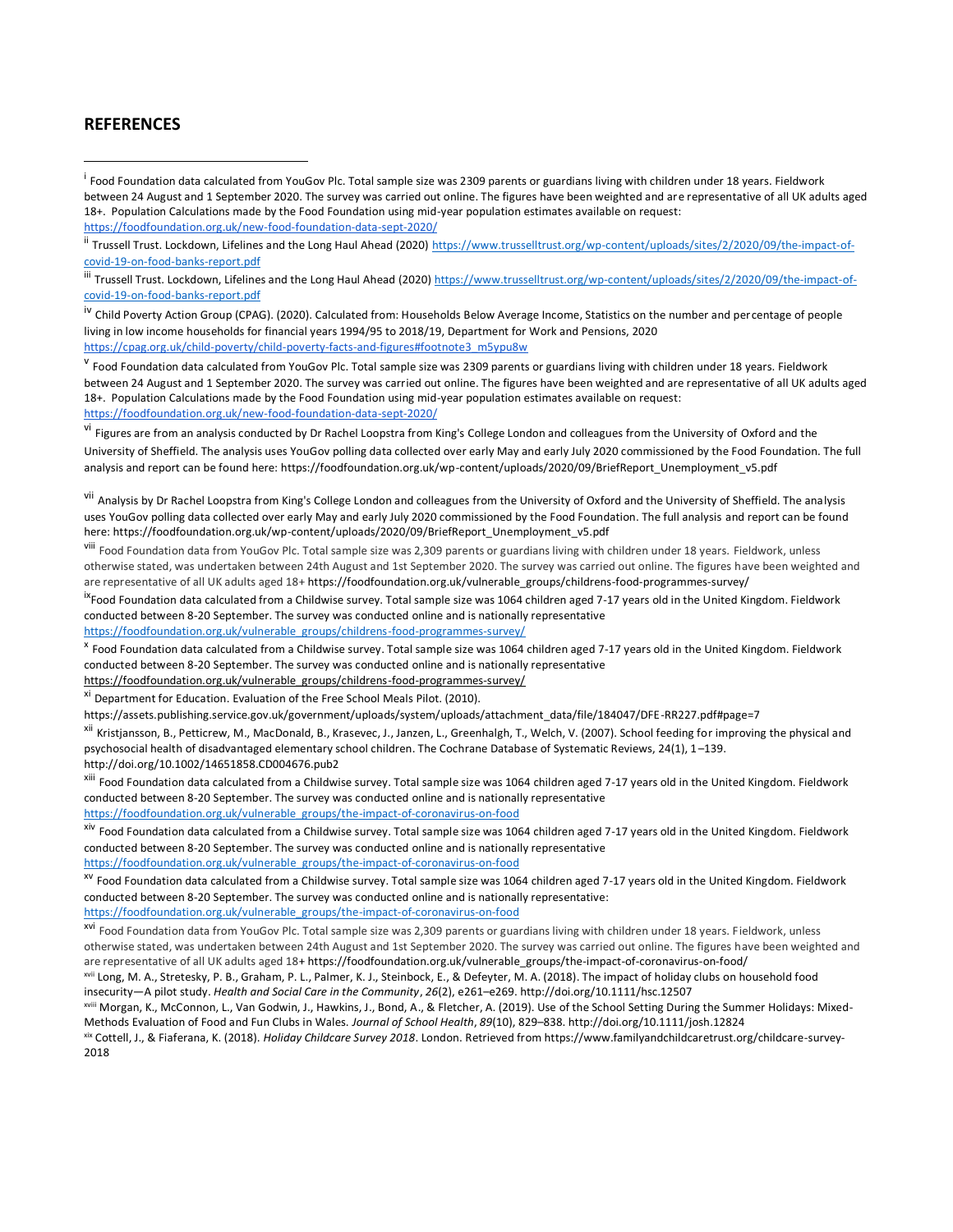## REFERENCES

[i] Food Foundation data calculated from YouGov Plc. Total sample size was 2309 parents or guardians living with children under 18 years. Fieldwork between 24 August and 1 September 2020. The survey was carried out online. The figures have been weighted and are representative of all UK adults aged 18+. Population Calculations made by the Food Foundation using mid-year population estimates available on request: https://foodfoundation.org.uk/new-food-foundation-data-sept-2020/

[ii] Trussell Trust. Lockdown, Lifelines and the Long Haul Ahead (2020) https://www.trusselltrust.org/wp-content/uploads/sites/2/2020/09/the-impact-of-covid-19-on-food-banks-report.pdf

[iii] Trussell Trust. Lockdown, Lifelines and the Long Haul Ahead (2020) https://www.trusselltrust.org/wp-content/uploads/sites/2/2020/09/the-impact-of-covid-19-on-food-banks-report.pdf

[iv] Child Poverty Action Group (CPAG). (2020). Calculated from: Households Below Average Income, Statistics on the number and percentage of people living in low income households for financial years 1994/95 to 2018/19, Department for Work and Pensions, 2020 https://cpag.org.uk/child-poverty/child-poverty-facts-and-figures#footnote3_m5ypu8w

[v] Food Foundation data calculated from YouGov Plc. Total sample size was 2309 parents or guardians living with children under 18 years. Fieldwork between 24 August and 1 September 2020. The survey was carried out online. The figures have been weighted and are representative of all UK adults aged 18+. Population Calculations made by the Food Foundation using mid-year population estimates available on request: https://foodfoundation.org.uk/new-food-foundation-data-sept-2020/

[vi] Figures are from an analysis conducted by Dr Rachel Loopstra from King's College London and colleagues from the University of Oxford and the University of Sheffield. The analysis uses YouGov polling data collected over early May and early July 2020 commissioned by the Food Foundation. The full analysis and report can be found here: https://foodfoundation.org.uk/wp-content/uploads/2020/09/BriefReport_Unemployment_v5.pdf

[vii] Analysis by Dr Rachel Loopstra from King's College London and colleagues from the University of Oxford and the University of Sheffield. The analysis uses YouGov polling data collected over early May and early July 2020 commissioned by the Food Foundation. The full analysis and report can be found here: https://foodfoundation.org.uk/wp-content/uploads/2020/09/BriefReport_Unemployment_v5.pdf

[viii] Food Foundation data from YouGov Plc. Total sample size was 2,309 parents or guardians living with children under 18 years. Fieldwork, unless otherwise stated, was undertaken between 24th August and 1st September 2020. The survey was carried out online. The figures have been weighted and are representative of all UK adults aged 18+ https://foodfoundation.org.uk/vulnerable_groups/childrens-food-programmes-survey/

[ix] Food Foundation data calculated from a Childwise survey. Total sample size was 1064 children aged 7-17 years old in the United Kingdom. Fieldwork conducted between 8-20 September. The survey was conducted online and is nationally representative https://foodfoundation.org.uk/vulnerable_groups/childrens-food-programmes-survey/

[x] Food Foundation data calculated from a Childwise survey. Total sample size was 1064 children aged 7-17 years old in the United Kingdom. Fieldwork conducted between 8-20 September. The survey was conducted online and is nationally representative https://foodfoundation.org.uk/vulnerable_groups/childrens-food-programmes-survey/

[xi] Department for Education. Evaluation of the Free School Meals Pilot. (2010). https://assets.publishing.service.gov.uk/government/uploads/system/uploads/attachment_data/file/184047/DFE-RR227.pdf#page=7

[xii] Kristjansson, B., Petticrew, M., MacDonald, B., Krasevec, J., Janzen, L., Greenhalgh, T., Welch, V. (2007). School feeding for improving the physical and psychosocial health of disadvantaged elementary school children. The Cochrane Database of Systematic Reviews, 24(1), 1–139. http://doi.org/10.1002/14651858.CD004676.pub2

[xiii] Food Foundation data calculated from a Childwise survey. Total sample size was 1064 children aged 7-17 years old in the United Kingdom. Fieldwork conducted between 8-20 September. The survey was conducted online and is nationally representative https://foodfoundation.org.uk/vulnerable_groups/the-impact-of-coronavirus-on-food

[xiv] Food Foundation data calculated from a Childwise survey. Total sample size was 1064 children aged 7-17 years old in the United Kingdom. Fieldwork conducted between 8-20 September. The survey was conducted online and is nationally representative https://foodfoundation.org.uk/vulnerable_groups/the-impact-of-coronavirus-on-food

[xv] Food Foundation data calculated from a Childwise survey. Total sample size was 1064 children aged 7-17 years old in the United Kingdom. Fieldwork conducted between 8-20 September. The survey was conducted online and is nationally representative: https://foodfoundation.org.uk/vulnerable_groups/the-impact-of-coronavirus-on-food

[xvi] Food Foundation data from YouGov Plc. Total sample size was 2,309 parents or guardians living with children under 18 years. Fieldwork, unless otherwise stated, was undertaken between 24th August and 1st September 2020. The survey was carried out online. The figures have been weighted and are representative of all UK adults aged 18+ https://foodfoundation.org.uk/vulnerable_groups/the-impact-of-coronavirus-on-food/

[xvii] Long, M. A., Stretesky, P. B., Graham, P. L., Palmer, K. J., Steinbock, E., & Defeyter, M. A. (2018). The impact of holiday clubs on household food insecurity—A pilot study. *Health and Social Care in the Community*, *26*(2), e261–e269. http://doi.org/10.1111/hsc.12507

[xviii] Morgan, K., McConnon, L., Van Godwin, J., Hawkins, J., Bond, A., & Fletcher, A. (2019). Use of the School Setting During the Summer Holidays: Mixed-Methods Evaluation of Food and Fun Clubs in Wales. *Journal of School Health*, *89*(10), 829–838. http://doi.org/10.1111/josh.12824

[xix] Cottell, J., & Fiaferana, K. (2018). *Holiday Childcare Survey 2018*. London. Retrieved from https://www.familyandchildcaretrust.org/childcare-survey-2018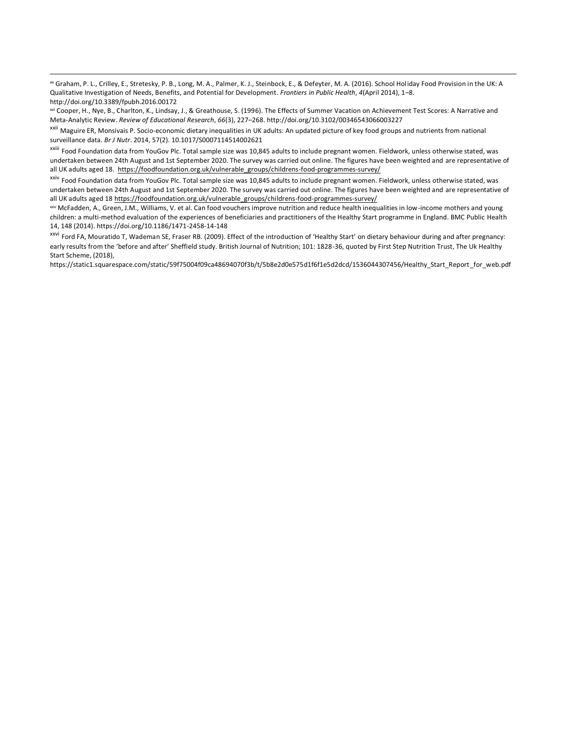[xx] Graham, P. L., Crilley, E., Stretesky, P. B., Long, M. A., Palmer, K. J., Steinbock, E., & Defeyter, M. A. (2016). School Holiday Food Provision in the UK: A Qualitative Investigation of Needs, Benefits, and Potential for Development. *Frontiers in Public Health*, *4*(April 2014), 1–8. http://doi.org/10.3389/fpubh.2016.00172

[xxi] Cooper, H., Nye, B., Charlton, K., Lindsay, J., & Greathouse, S. (1996). The Effects of Summer Vacation on Achievement Test Scores: A Narrative and Meta-Analytic Review. *Review of Educational Research*, *66*(3), 227–268. http://doi.org/10.3102/00346543066003227

[xxii] Maguire ER, Monsivais P. Socio-economic dietary inequalities in UK adults: An updated picture of key food groups and nutrients from national surveillance data. *Br J Nutr*. 2014, 57(2). 10.1017/S0007114514002621

[xxiii] Food Foundation data from YouGov Plc. Total sample size was 10,845 adults to include pregnant women. Fieldwork, unless otherwise stated, was undertaken between 24th August and 1st September 2020. The survey was carried out online. The figures have been weighted and are representative of all UK adults aged 18. https://foodfoundation.org.uk/vulnerable_groups/childrens-food-programmes-survey/

[xxiv] Food Foundation data from YouGov Plc. Total sample size was 10,845 adults to include pregnant women. Fieldwork, unless otherwise stated, was undertaken between 24th August and 1st September 2020. The survey was carried out online. The figures have been weighted and are representative of all UK adults aged 18 https://foodfoundation.org.uk/vulnerable_groups/childrens-food-programmes-survey/

[xxv] McFadden, A., Green, J.M., Williams, V. et al. Can food vouchers improve nutrition and reduce health inequalities in low-income mothers and young children: a multi-method evaluation of the experiences of beneficiaries and practitioners of the Healthy Start programme in England. BMC Public Health 14, 148 (2014). https://doi.org/10.1186/1471-2458-14-148

[xxvi] Ford FA, Mouratido T, Wademan SE, Fraser RB. (2009). Effect of the introduction of 'Healthy Start' on dietary behaviour during and after pregnancy: early results from the 'before and after' Sheffield study. British Journal of Nutrition; 101: 1828-36, quoted by First Step Nutrition Trust, The Uk Healthy Start Scheme, (2018), https://static1.squarespace.com/static/59f75004f09ca48694070f3b/t/5b8e2d0e575d1f6f1e5d2dcd/1536044307456/Healthy_Start_Report_for_web.pdf